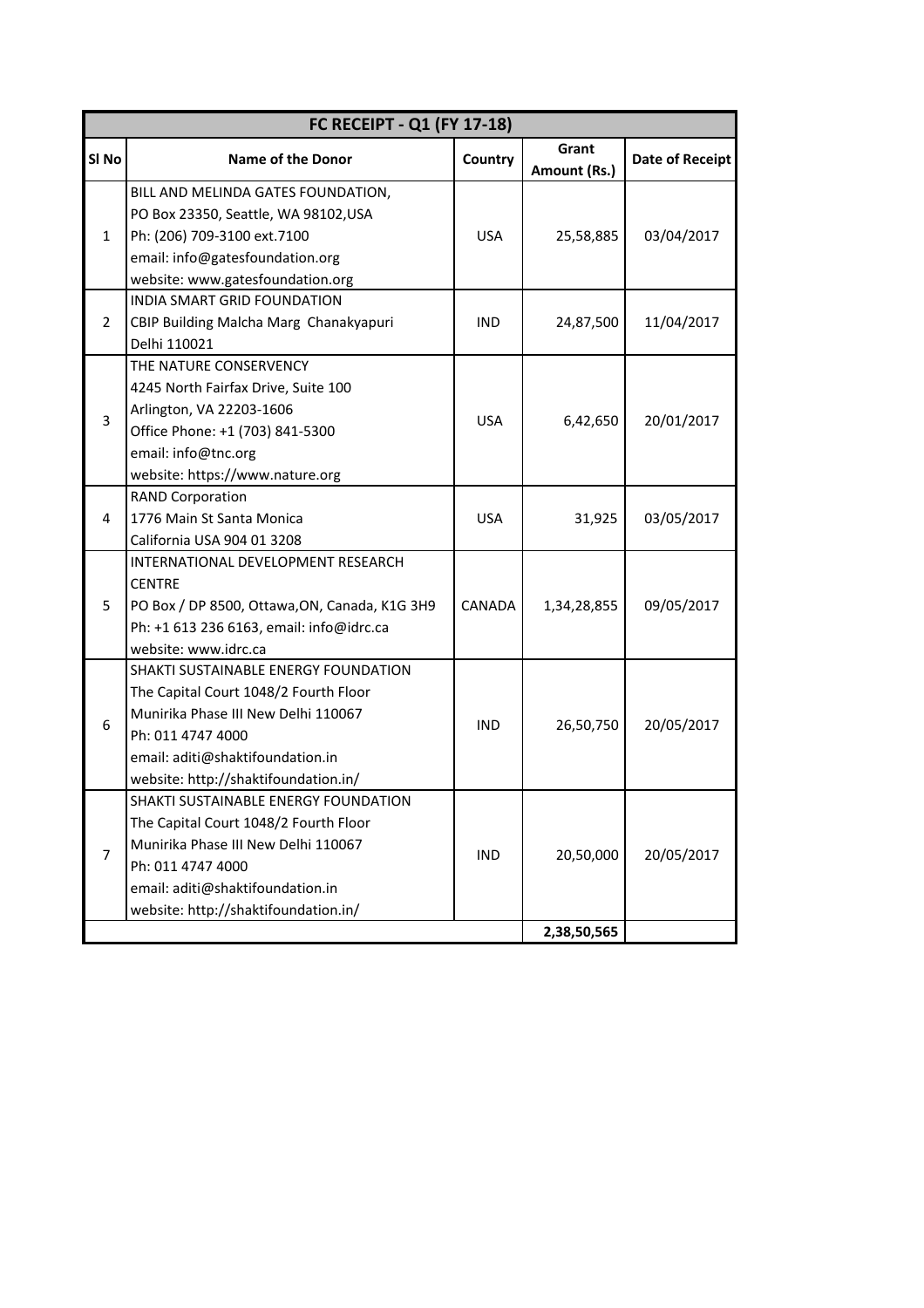| FC RECEIPT - Q1 (FY 17-18) | | | | |
|---|---|---|---|---|
| **Sl No** | **Name of the Donor** | **Country** | **Grant Amount (Rs.)** | **Date of Receipt** |
| 1 | BILL AND MELINDA GATES FOUNDATION,<br>PO Box 23350, Seattle, WA 98102,USA<br>Ph: (206) 709-3100 ext.7100<br>email: info@gatesfoundation.org<br>website: www.gatesfoundation.org | USA | 25,58,885 | 03/04/2017 |
| 2 | INDIA SMART GRID FOUNDATION<br>CBIP Building Malcha Marg Chanakyapuri<br>Delhi 110021 | IND | 24,87,500 | 11/04/2017 |
| 3 | THE NATURE CONSERVENCY<br>4245 North Fairfax Drive, Suite 100<br>Arlington, VA 22203-1606<br>Office Phone: +1 (703) 841-5300<br>email: info@tnc.org<br>website: https://www.nature.org | USA | 6,42,650 | 20/01/2017 |
| 4 | RAND Corporation<br>1776 Main St Santa Monica<br>California USA 904 01 3208 | USA | 31,925 | 03/05/2017 |
| 5 | INTERNATIONAL DEVELOPMENT RESEARCH CENTRE<br>PO Box / DP 8500, Ottawa,ON, Canada, K1G 3H9<br>Ph: +1 613 236 6163, email: info@idrc.ca<br>website: www.idrc.ca | CANADA | 1,34,28,855 | 09/05/2017 |
| 6 | SHAKTI SUSTAINABLE ENERGY FOUNDATION<br>The Capital Court 1048/2 Fourth Floor<br>Munirika Phase III New Delhi 110067<br>Ph: 011 4747 4000<br>email: aditi@shaktifoundation.in<br>website: http://shaktifoundation.in/ | IND | 26,50,750 | 20/05/2017 |
| 7 | SHAKTI SUSTAINABLE ENERGY FOUNDATION<br>The Capital Court 1048/2 Fourth Floor<br>Munirika Phase III New Delhi 110067<br>Ph: 011 4747 4000<br>email: aditi@shaktifoundation.in<br>website: http://shaktifoundation.in/ | IND | 20,50,000 | 20/05/2017 |
| | | | **2,38,50,565** | |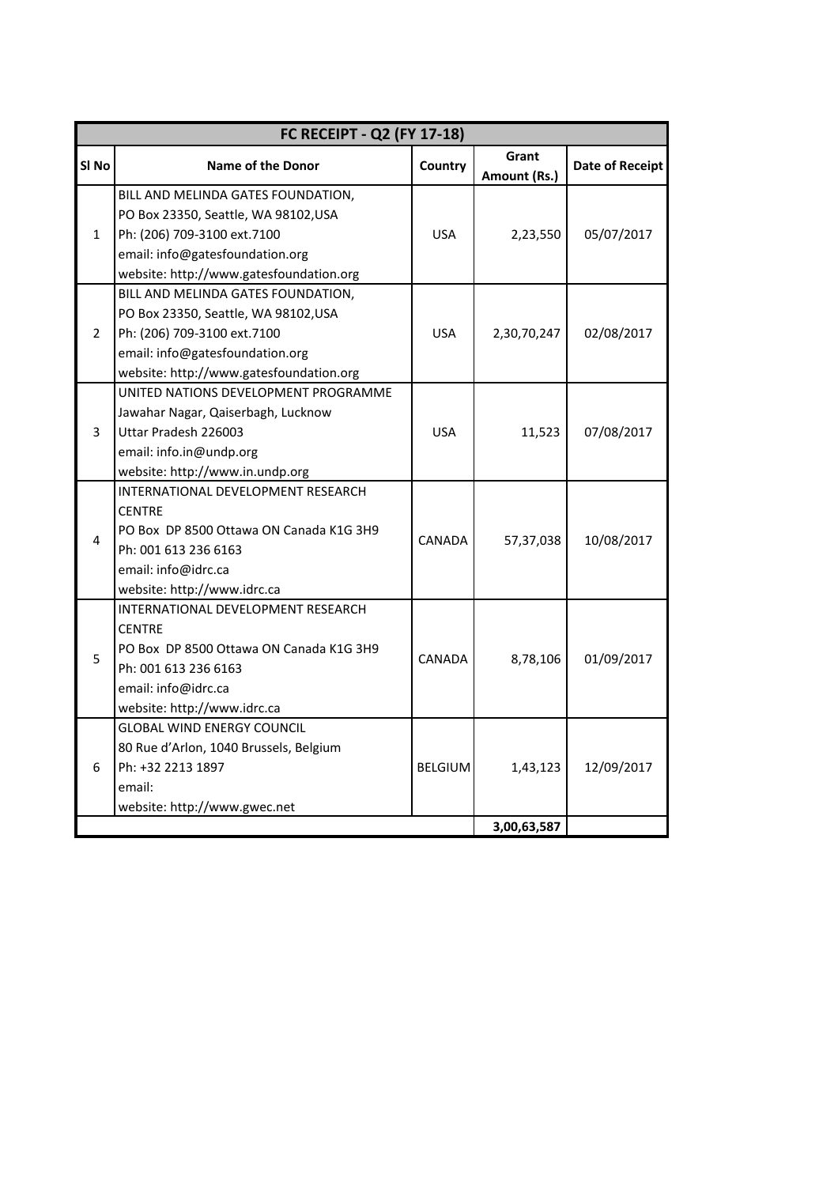| FC RECEIPT - Q2 (FY 17-18) | | | | |
|---|---|---|---|---|
| Sl No | Name of the Donor | Country | Grant Amount (Rs.) | Date of Receipt |
| 1 | BILL AND MELINDA GATES FOUNDATION,<br>PO Box 23350, Seattle, WA 98102,USA<br>Ph: (206) 709-3100 ext.7100<br>email: info@gatesfoundation.org<br>website: http://www.gatesfoundation.org | USA | 2,23,550 | 05/07/2017 |
| 2 | BILL AND MELINDA GATES FOUNDATION,<br>PO Box 23350, Seattle, WA 98102,USA<br>Ph: (206) 709-3100 ext.7100<br>email: info@gatesfoundation.org<br>website: http://www.gatesfoundation.org | USA | 2,30,70,247 | 02/08/2017 |
| 3 | UNITED NATIONS DEVELOPMENT PROGRAMME<br>Jawahar Nagar, Qaiserbagh, Lucknow<br>Uttar Pradesh 226003<br>email: info.in@undp.org<br>website: http://www.in.undp.org | USA | 11,523 | 07/08/2017 |
| 4 | INTERNATIONAL DEVELOPMENT RESEARCH CENTRE<br>PO Box DP 8500 Ottawa ON Canada K1G 3H9<br>Ph: 001 613 236 6163<br>email: info@idrc.ca<br>website: http://www.idrc.ca | CANADA | 57,37,038 | 10/08/2017 |
| 5 | INTERNATIONAL DEVELOPMENT RESEARCH CENTRE<br>PO Box DP 8500 Ottawa ON Canada K1G 3H9<br>Ph: 001 613 236 6163<br>email: info@idrc.ca<br>website: http://www.idrc.ca | CANADA | 8,78,106 | 01/09/2017 |
| 6 | GLOBAL WIND ENERGY COUNCIL<br>80 Rue d'Arlon, 1040 Brussels, Belgium<br>Ph: +32 2213 1897<br>email:<br>website: http://www.gwec.net | BELGIUM | 1,43,123 | 12/09/2017 |
| | | | **3,00,63,587** | |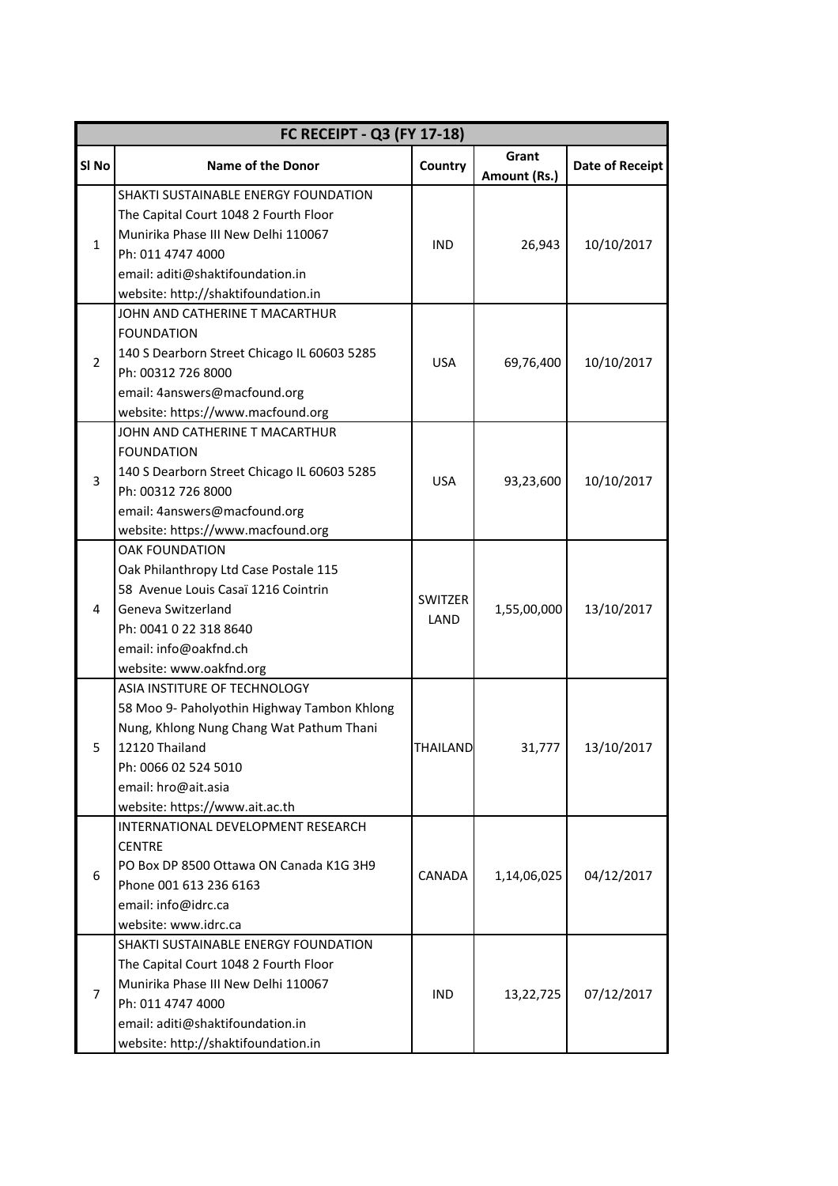| FC RECEIPT - Q3 (FY 17-18) | | | | |
|---|---|---|---|---|
| Sl No | Name of the Donor | Country | Grant Amount (Rs.) | Date of Receipt |
| 1 | SHAKTI SUSTAINABLE ENERGY FOUNDATION<br>The Capital Court 1048 2 Fourth Floor<br>Munirika Phase III New Delhi 110067<br>Ph: 011 4747 4000<br>email: aditi@shaktifoundation.in<br>website: http://shaktifoundation.in | IND | 26,943 | 10/10/2017 |
| 2 | JOHN AND CATHERINE T MACARTHUR FOUNDATION<br>140 S Dearborn Street Chicago IL 60603 5285<br>Ph: 00312 726 8000<br>email: 4answers@macfound.org<br>website: https://www.macfound.org | USA | 69,76,400 | 10/10/2017 |
| 3 | JOHN AND CATHERINE T MACARTHUR FOUNDATION<br>140 S Dearborn Street Chicago IL 60603 5285<br>Ph: 00312 726 8000<br>email: 4answers@macfound.org<br>website: https://www.macfound.org | USA | 93,23,600 | 10/10/2017 |
| 4 | OAK FOUNDATION<br>Oak Philanthropy Ltd Case Postale 115<br>58 Avenue Louis Casaï 1216 Cointrin<br>Geneva Switzerland<br>Ph: 0041 0 22 318 8640<br>email: info@oakfnd.ch<br>website: www.oakfnd.org | SWITZER LAND | 1,55,00,000 | 13/10/2017 |
| 5 | ASIA INSTITURE OF TECHNOLOGY<br>58 Moo 9- Paholyothin Highway Tambon Khlong Nung, Khlong Nung Chang Wat Pathum Thani 12120 Thailand<br>Ph: 0066 02 524 5010<br>email: hro@ait.asia<br>website: https://www.ait.ac.th | THAILAND | 31,777 | 13/10/2017 |
| 6 | INTERNATIONAL DEVELOPMENT RESEARCH CENTRE<br>PO Box DP 8500 Ottawa ON Canada K1G 3H9<br>Phone 001 613 236 6163<br>email: info@idrc.ca<br>website: www.idrc.ca | CANADA | 1,14,06,025 | 04/12/2017 |
| 7 | SHAKTI SUSTAINABLE ENERGY FOUNDATION<br>The Capital Court 1048 2 Fourth Floor<br>Munirika Phase III New Delhi 110067<br>Ph: 011 4747 4000<br>email: aditi@shaktifoundation.in<br>website: http://shaktifoundation.in | IND | 13,22,725 | 07/12/2017 |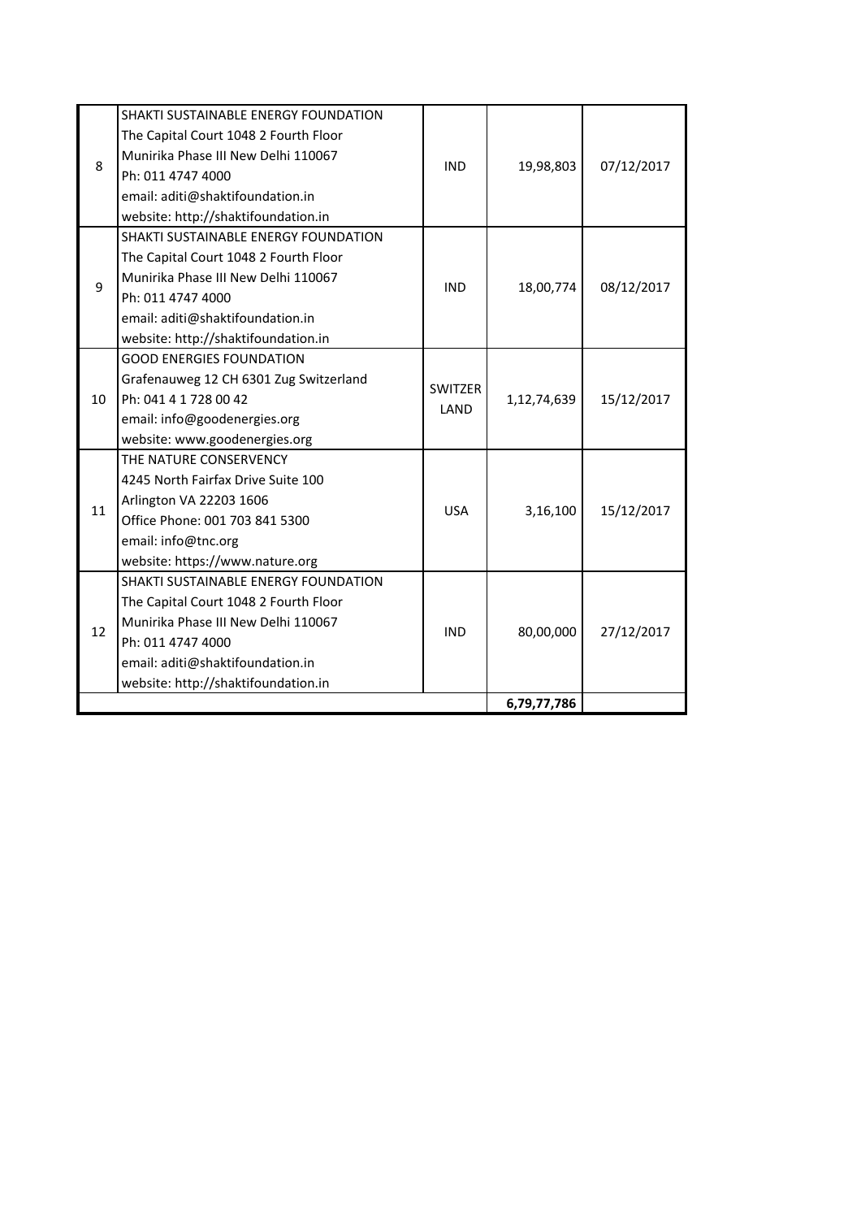| | | | | |
|---|---|---|---|---|
| 8 | SHAKTI SUSTAINABLE ENERGY FOUNDATION<br>The Capital Court 1048 2 Fourth Floor<br>Munirika Phase III New Delhi 110067<br>Ph: 011 4747 4000<br>email: aditi@shaktifoundation.in<br>website: http://shaktifoundation.in | IND | 19,98,803 | 07/12/2017 |
| 9 | SHAKTI SUSTAINABLE ENERGY FOUNDATION<br>The Capital Court 1048 2 Fourth Floor<br>Munirika Phase III New Delhi 110067<br>Ph: 011 4747 4000<br>email: aditi@shaktifoundation.in<br>website: http://shaktifoundation.in | IND | 18,00,774 | 08/12/2017 |
| 10 | GOOD ENERGIES FOUNDATION<br>Grafenauweg 12 CH 6301 Zug Switzerland<br>Ph: 041 4 1 728 00 42<br>email: info@goodenergies.org<br>website: www.goodenergies.org | SWITZER LAND | 1,12,74,639 | 15/12/2017 |
| 11 | THE NATURE CONSERVENCY<br>4245 North Fairfax Drive Suite 100<br>Arlington VA 22203 1606<br>Office Phone: 001 703 841 5300<br>email: info@tnc.org<br>website: https://www.nature.org | USA | 3,16,100 | 15/12/2017 |
| 12 | SHAKTI SUSTAINABLE ENERGY FOUNDATION<br>The Capital Court 1048 2 Fourth Floor<br>Munirika Phase III New Delhi 110067<br>Ph: 011 4747 4000<br>email: aditi@shaktifoundation.in<br>website: http://shaktifoundation.in | IND | 80,00,000 | 27/12/2017 |
| | | | **6,79,77,786** | |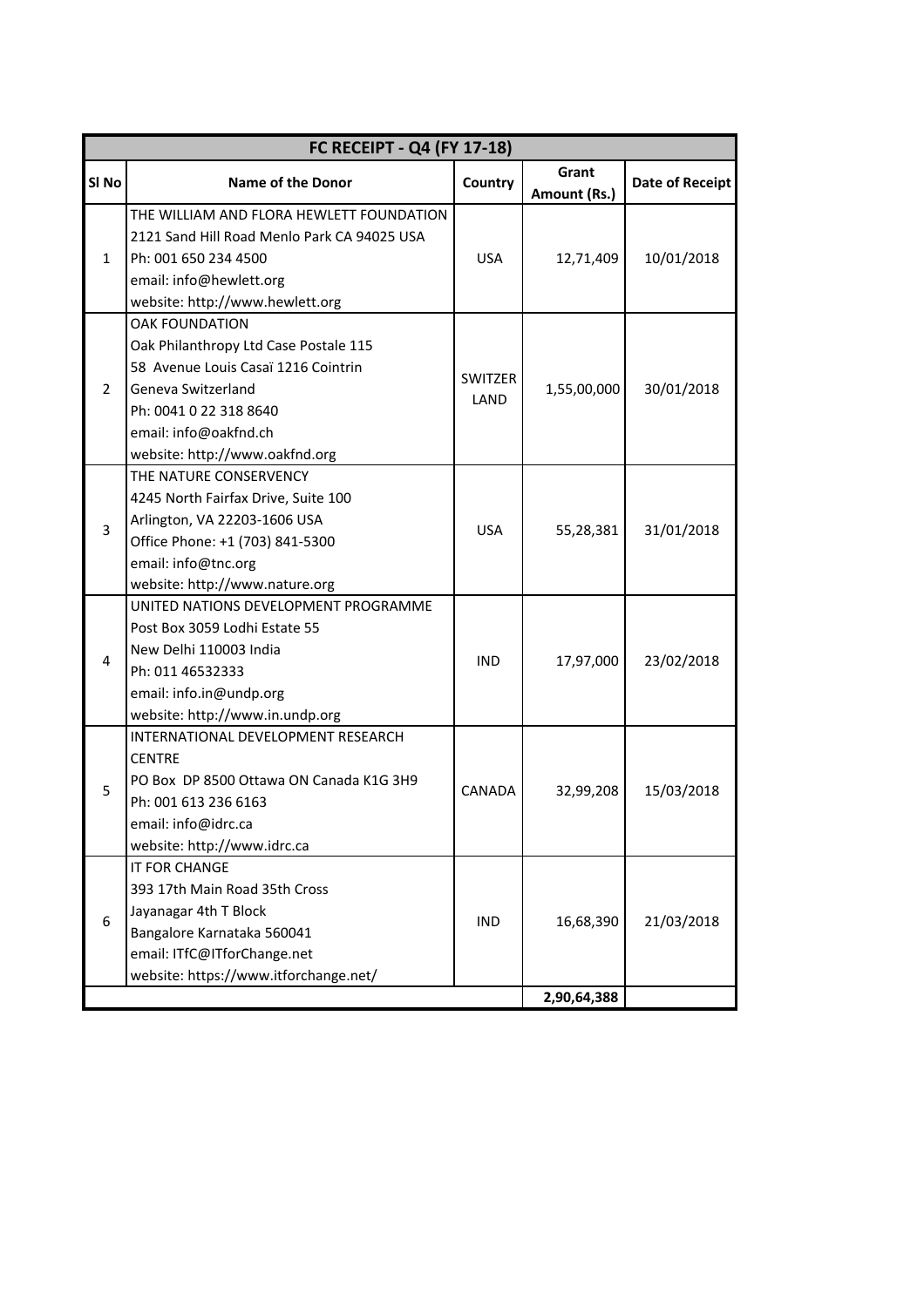| FC RECEIPT - Q4 (FY 17-18) | | | | |
|---|---|---|---|---|
| Sl No | Name of the Donor | Country | Grant Amount (Rs.) | Date of Receipt |
| 1 | THE WILLIAM AND FLORA HEWLETT FOUNDATION<br>2121 Sand Hill Road Menlo Park CA 94025 USA<br>Ph: 001 650 234 4500<br>email: info@hewlett.org<br>website: http://www.hewlett.org | USA | 12,71,409 | 10/01/2018 |
| 2 | OAK FOUNDATION<br>Oak Philanthropy Ltd Case Postale 115<br>58 Avenue Louis Casaï 1216 Cointrin<br>Geneva Switzerland<br>Ph: 0041 0 22 318 8640<br>email: info@oakfnd.ch<br>website: http://www.oakfnd.org | SWITZER LAND | 1,55,00,000 | 30/01/2018 |
| 3 | THE NATURE CONSERVENCY<br>4245 North Fairfax Drive, Suite 100<br>Arlington, VA 22203-1606 USA<br>Office Phone: +1 (703) 841-5300<br>email: info@tnc.org<br>website: http://www.nature.org | USA | 55,28,381 | 31/01/2018 |
| 4 | UNITED NATIONS DEVELOPMENT PROGRAMME<br>Post Box 3059 Lodhi Estate 55<br>New Delhi 110003 India<br>Ph: 011 46532333<br>email: info.in@undp.org<br>website: http://www.in.undp.org | IND | 17,97,000 | 23/02/2018 |
| 5 | INTERNATIONAL DEVELOPMENT RESEARCH CENTRE<br>PO Box DP 8500 Ottawa ON Canada K1G 3H9<br>Ph: 001 613 236 6163<br>email: info@idrc.ca<br>website: http://www.idrc.ca | CANADA | 32,99,208 | 15/03/2018 |
| 6 | IT FOR CHANGE<br>393 17th Main Road 35th Cross<br>Jayanagar 4th T Block<br>Bangalore Karnataka 560041<br>email: ITfC@ITforChange.net<br>website: https://www.itforchange.net/ | IND | 16,68,390 | 21/03/2018 |
| | | | **2,90,64,388** | |